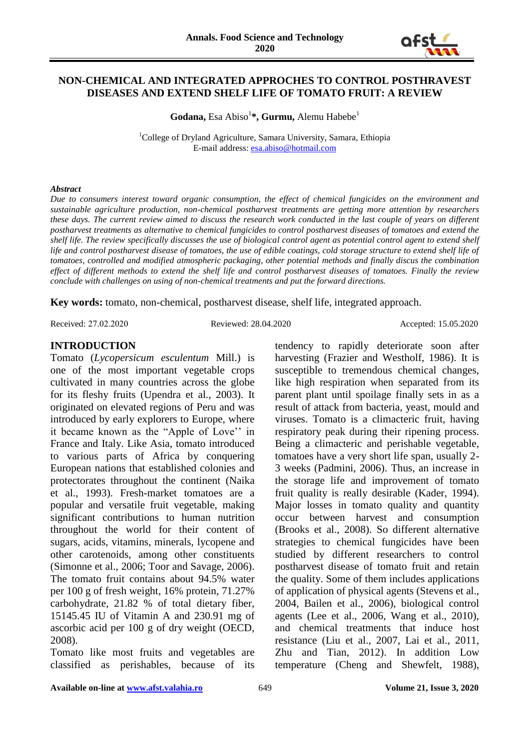# NON-CHEMICAL AND INTEGRATED APPROCHES TO CONTROL POSTHRAVEST DISEASES AND EXTEND SHELF LIFE OF TOMATO FRUIT: A REVIEW

**Godana,** Esa Abiso[1]***, Gurmu,** Alemu Habebe[1]

[1]College of Dryland Agriculture, Samara University, Samara, Ethiopia
E-mail address: esa.abiso@hotmail.com

***Abstract***

*Due to consumers interest toward organic consumption, the effect of chemical fungicides on the environment and sustainable agriculture production, non-chemical postharvest treatments are getting more attention by researchers these days. The current review aimed to discuss the research work conducted in the last couple of years on different postharvest treatments as alternative to chemical fungicides to control postharvest diseases of tomatoes and extend the shelf life. The review specifically discusses the use of biological control agent as potential control agent to extend shelf life and control postharvest disease of tomatoes, the use of edible coatings, cold storage structure to extend shelf life of tomatoes, controlled and modified atmospheric packaging, other potential methods and finally discus the combination effect of different methods to extend the shelf life and control postharvest diseases of tomatoes. Finally the review conclude with challenges on using of non-chemical treatments and put the forward directions.*

**Key words:** tomato, non-chemical, postharvest disease, shelf life, integrated approach.

Received: 27.02.2020 Reviewed: 28.04.2020 Accepted: 15.05.2020

## INTRODUCTION

Tomato (*Lycopersicum esculentum* Mill.) is one of the most important vegetable crops cultivated in many countries across the globe for its fleshy fruits (Upendra et al., 2003). It originated on elevated regions of Peru and was introduced by early explorers to Europe, where it became known as the "Apple of Love'' in France and Italy. Like Asia, tomato introduced to various parts of Africa by conquering European nations that established colonies and protectorates throughout the continent (Naika et al., 1993). Fresh-market tomatoes are a popular and versatile fruit vegetable, making significant contributions to human nutrition throughout the world for their content of sugars, acids, vitamins, minerals, lycopene and other carotenoids, among other constituents (Simonne et al., 2006; Toor and Savage, 2006). The tomato fruit contains about 94.5% water per 100 g of fresh weight, 16% protein, 71.27% carbohydrate, 21.82 % of total dietary fiber, 15145.45 IU of Vitamin A and 230.91 mg of ascorbic acid per 100 g of dry weight (OECD, 2008).

Tomato like most fruits and vegetables are classified as perishables, because of its tendency to rapidly deteriorate soon after harvesting (Frazier and Westholf, 1986). It is susceptible to tremendous chemical changes, like high respiration when separated from its parent plant until spoilage finally sets in as a result of attack from bacteria, yeast, mould and viruses. Tomato is a climacteric fruit, having respiratory peak during their ripening process. Being a climacteric and perishable vegetable, tomatoes have a very short life span, usually 2-3 weeks (Padmini, 2006). Thus, an increase in the storage life and improvement of tomato fruit quality is really desirable (Kader, 1994). Major losses in tomato quality and quantity occur between harvest and consumption (Brooks et al., 2008). So different alternative strategies to chemical fungicides have been studied by different researchers to control postharvest disease of tomato fruit and retain the quality. Some of them includes applications of application of physical agents (Stevens et al., 2004, Bailen et al., 2006), biological control agents (Lee et al., 2006, Wang et al., 2010), and chemical treatments that induce host resistance (Liu et al., 2007, Lai et al., 2011, Zhu and Tian, 2012). In addition Low temperature (Cheng and Shewfelt, 1988),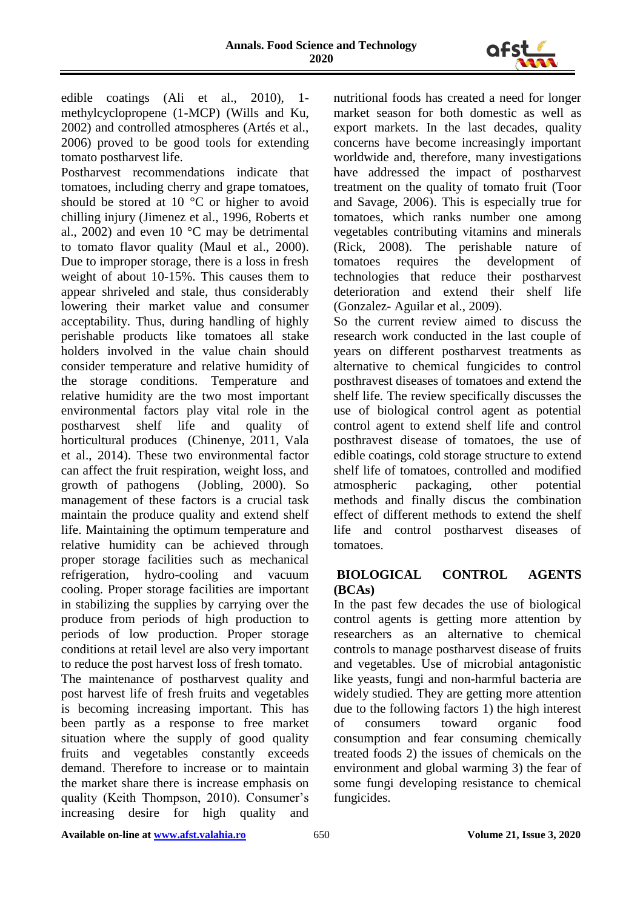edible coatings (Ali et al., 2010), 1-methylcyclopropene (1-MCP) (Wills and Ku, 2002) and controlled atmospheres (Artés et al., 2006) proved to be good tools for extending tomato postharvest life.

Postharvest recommendations indicate that tomatoes, including cherry and grape tomatoes, should be stored at 10 °C or higher to avoid chilling injury (Jimenez et al., 1996, Roberts et al., 2002) and even 10 °C may be detrimental to tomato flavor quality (Maul et al., 2000). Due to improper storage, there is a loss in fresh weight of about 10-15%. This causes them to appear shriveled and stale, thus considerably lowering their market value and consumer acceptability. Thus, during handling of highly perishable products like tomatoes all stake holders involved in the value chain should consider temperature and relative humidity of the storage conditions. Temperature and relative humidity are the two most important environmental factors play vital role in the postharvest shelf life and quality of horticultural produces (Chinenye, 2011, Vala et al., 2014). These two environmental factor can affect the fruit respiration, weight loss, and growth of pathogens (Jobling, 2000). So management of these factors is a crucial task maintain the produce quality and extend shelf life. Maintaining the optimum temperature and relative humidity can be achieved through proper storage facilities such as mechanical refrigeration, hydro-cooling and vacuum cooling. Proper storage facilities are important in stabilizing the supplies by carrying over the produce from periods of high production to periods of low production. Proper storage conditions at retail level are also very important to reduce the post harvest loss of fresh tomato.

The maintenance of postharvest quality and post harvest life of fresh fruits and vegetables is becoming increasing important. This has been partly as a response to free market situation where the supply of good quality fruits and vegetables constantly exceeds demand. Therefore to increase or to maintain the market share there is increase emphasis on quality (Keith Thompson, 2010). Consumer's increasing desire for high quality and nutritional foods has created a need for longer market season for both domestic as well as export markets. In the last decades, quality concerns have become increasingly important worldwide and, therefore, many investigations have addressed the impact of postharvest treatment on the quality of tomato fruit (Toor and Savage, 2006). This is especially true for tomatoes, which ranks number one among vegetables contributing vitamins and minerals (Rick, 2008). The perishable nature of tomatoes requires the development of technologies that reduce their postharvest deterioration and extend their shelf life (Gonzalez- Aguilar et al., 2009).

So the current review aimed to discuss the research work conducted in the last couple of years on different postharvest treatments as alternative to chemical fungicides to control posthravest diseases of tomatoes and extend the shelf life. The review specifically discusses the use of biological control agent as potential control agent to extend shelf life and control posthravest disease of tomatoes, the use of edible coatings, cold storage structure to extend shelf life of tomatoes, controlled and modified atmospheric packaging, other potential methods and finally discus the combination effect of different methods to extend the shelf life and control postharvest diseases of tomatoes.

## BIOLOGICAL CONTROL AGENTS (BCAs)

In the past few decades the use of biological control agents is getting more attention by researchers as an alternative to chemical controls to manage postharvest disease of fruits and vegetables. Use of microbial antagonistic like yeasts, fungi and non-harmful bacteria are widely studied. They are getting more attention due to the following factors 1) the high interest of consumers toward organic food consumption and fear consuming chemically treated foods 2) the issues of chemicals on the environment and global warming 3) the fear of some fungi developing resistance to chemical fungicides.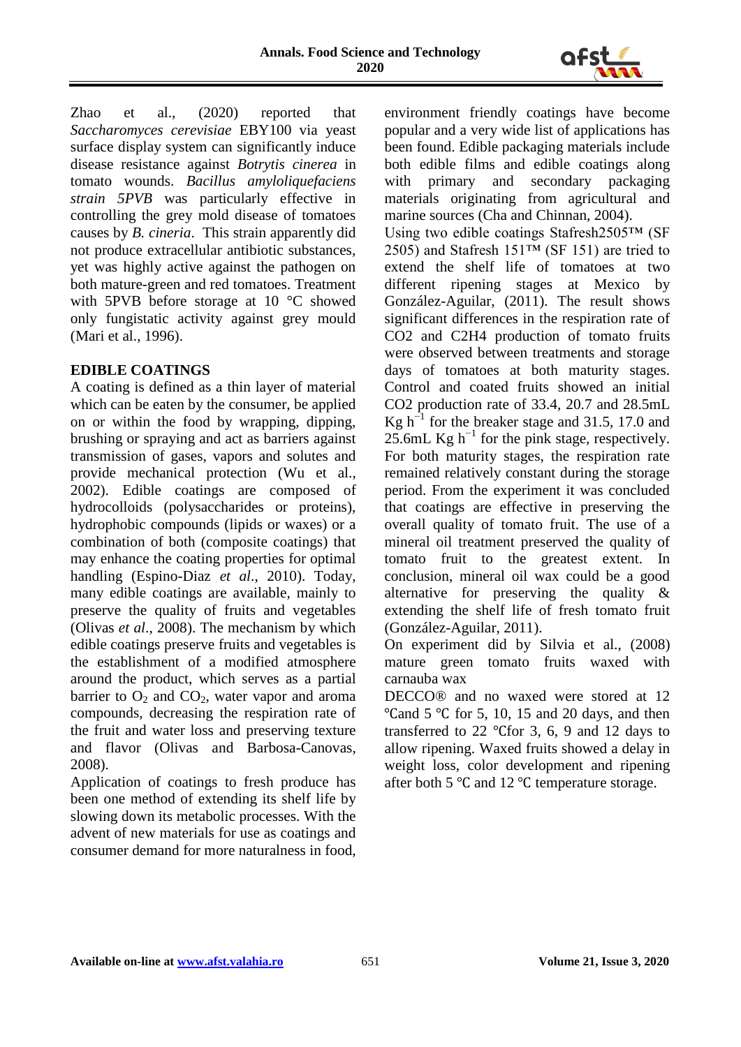Zhao et al., (2020) reported that *Saccharomyces cerevisiae* EBY100 via yeast surface display system can significantly induce disease resistance against *Botrytis cinerea* in tomato wounds. *Bacillus amyloliquefaciens strain 5PVB* was particularly effective in controlling the grey mold disease of tomatoes causes by *B. cineria*. This strain apparently did not produce extracellular antibiotic substances, yet was highly active against the pathogen on both mature-green and red tomatoes. Treatment with 5PVB before storage at 10 °C showed only fungistatic activity against grey mould (Mari et al., 1996).

## EDIBLE COATINGS

A coating is defined as a thin layer of material which can be eaten by the consumer, be applied on or within the food by wrapping, dipping, brushing or spraying and act as barriers against transmission of gases, vapors and solutes and provide mechanical protection (Wu et al., 2002). Edible coatings are composed of hydrocolloids (polysaccharides or proteins), hydrophobic compounds (lipids or waxes) or a combination of both (composite coatings) that may enhance the coating properties for optimal handling (Espino-Diaz *et al*., 2010). Today, many edible coatings are available, mainly to preserve the quality of fruits and vegetables (Olivas *et al*., 2008). The mechanism by which edible coatings preserve fruits and vegetables is the establishment of a modified atmosphere around the product, which serves as a partial barrier to $O_2$ and $CO_2$, water vapor and aroma compounds, decreasing the respiration rate of the fruit and water loss and preserving texture and flavor (Olivas and Barbosa-Canovas, 2008).

Application of coatings to fresh produce has been one method of extending its shelf life by slowing down its metabolic processes. With the advent of new materials for use as coatings and consumer demand for more naturalness in food, environment friendly coatings have become popular and a very wide list of applications has been found. Edible packaging materials include both edible films and edible coatings along with primary and secondary packaging materials originating from agricultural and marine sources (Cha and Chinnan, 2004).

Using two edible coatings Stafresh2505™ (SF 2505) and Stafresh 151™ (SF 151) are tried to extend the shelf life of tomatoes at two different ripening stages at Mexico by González-Aguilar, (2011). The result shows significant differences in the respiration rate of CO2 and C2H4 production of tomato fruits were observed between treatments and storage days of tomatoes at both maturity stages. Control and coated fruits showed an initial CO2 production rate of 33.4, 20.7 and 28.5mL Kg $h^{-1}$ for the breaker stage and 31.5, 17.0 and 25.6mL Kg $h^{-1}$ for the pink stage, respectively. For both maturity stages, the respiration rate remained relatively constant during the storage period. From the experiment it was concluded that coatings are effective in preserving the overall quality of tomato fruit. The use of a mineral oil treatment preserved the quality of tomato fruit to the greatest extent. In conclusion, mineral oil wax could be a good alternative for preserving the quality & extending the shelf life of fresh tomato fruit (González-Aguilar, 2011).

On experiment did by Silvia et al., (2008) mature green tomato fruits waxed with carnauba wax

DECCO® and no waxed were stored at 12 ℃and 5 ℃ for 5, 10, 15 and 20 days, and then transferred to 22 ℃for 3, 6, 9 and 12 days to allow ripening. Waxed fruits showed a delay in weight loss, color development and ripening after both 5 ℃ and 12 ℃ temperature storage.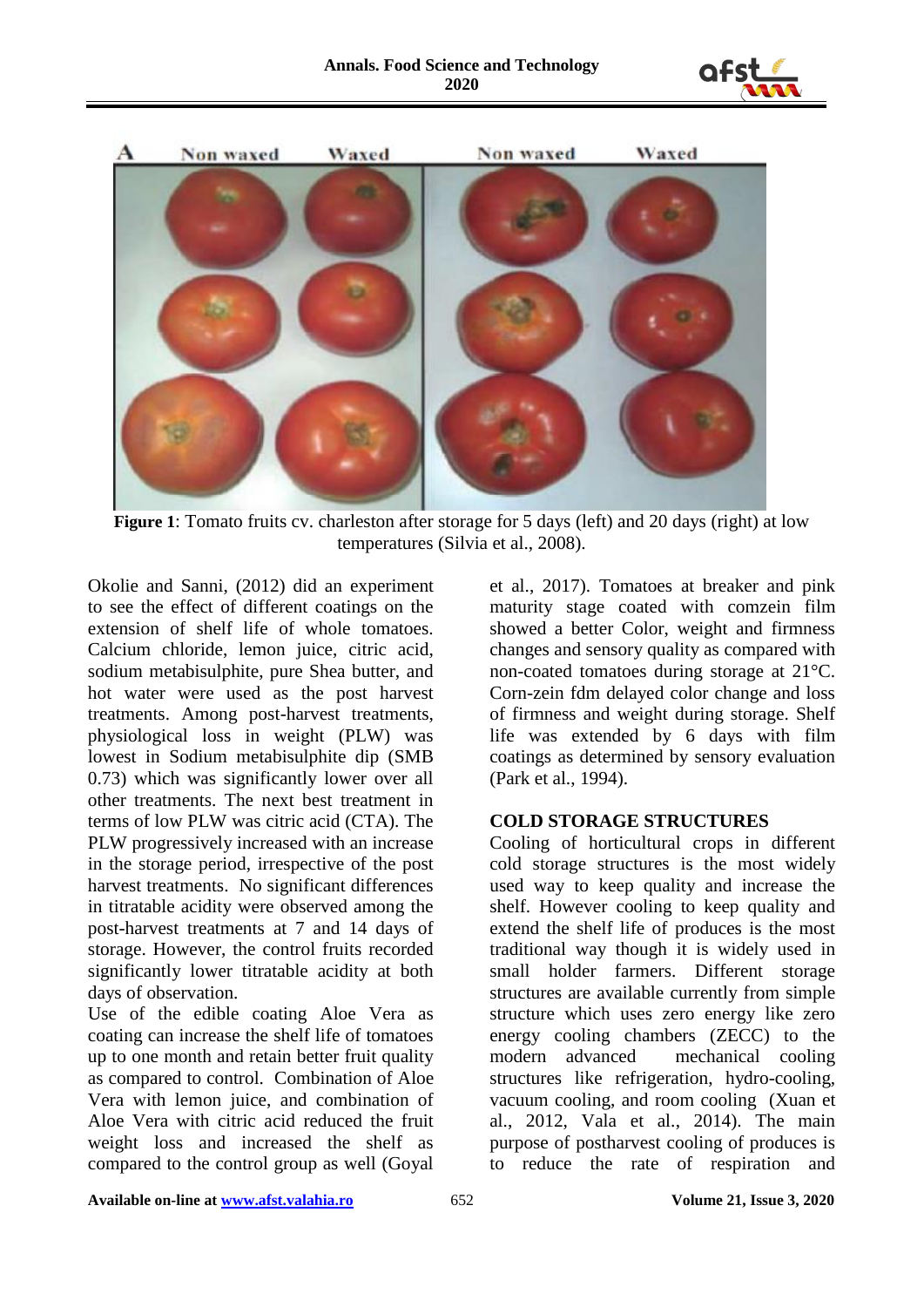**Figure 1**: Tomato fruits cv. charleston after storage for 5 days (left) and 20 days (right) at low temperatures (Silvia et al., 2008).

Okolie and Sanni, (2012) did an experiment to see the effect of different coatings on the extension of shelf life of whole tomatoes. Calcium chloride, lemon juice, citric acid, sodium metabisulphite, pure Shea butter, and hot water were used as the post harvest treatments. Among post-harvest treatments, physiological loss in weight (PLW) was lowest in Sodium metabisulphite dip (SMB 0.73) which was significantly lower over all other treatments. The next best treatment in terms of low PLW was citric acid (CTA). The PLW progressively increased with an increase in the storage period, irrespective of the post harvest treatments. No significant differences in titratable acidity were observed among the post-harvest treatments at 7 and 14 days of storage. However, the control fruits recorded significantly lower titratable acidity at both days of observation.

Use of the edible coating Aloe Vera as coating can increase the shelf life of tomatoes up to one month and retain better fruit quality as compared to control. Combination of Aloe Vera with lemon juice, and combination of Aloe Vera with citric acid reduced the fruit weight loss and increased the shelf as compared to the control group as well (Goyal et al., 2017). Tomatoes at breaker and pink maturity stage coated with comzein film showed a better Color, weight and firmness changes and sensory quality as compared with non-coated tomatoes during storage at 21°C. Corn-zein fdm delayed color change and loss of firmness and weight during storage. Shelf life was extended by 6 days with film coatings as determined by sensory evaluation (Park et al., 1994).

## COLD STORAGE STRUCTURES

Cooling of horticultural crops in different cold storage structures is the most widely used way to keep quality and increase the shelf. However cooling to keep quality and extend the shelf life of produces is the most traditional way though it is widely used in small holder farmers. Different storage structures are available currently from simple structure which uses zero energy like zero energy cooling chambers (ZECC) to the modern advanced mechanical cooling structures like refrigeration, hydro-cooling, vacuum cooling, and room cooling (Xuan et al., 2012, Vala et al., 2014). The main purpose of postharvest cooling of produces is to reduce the rate of respiration and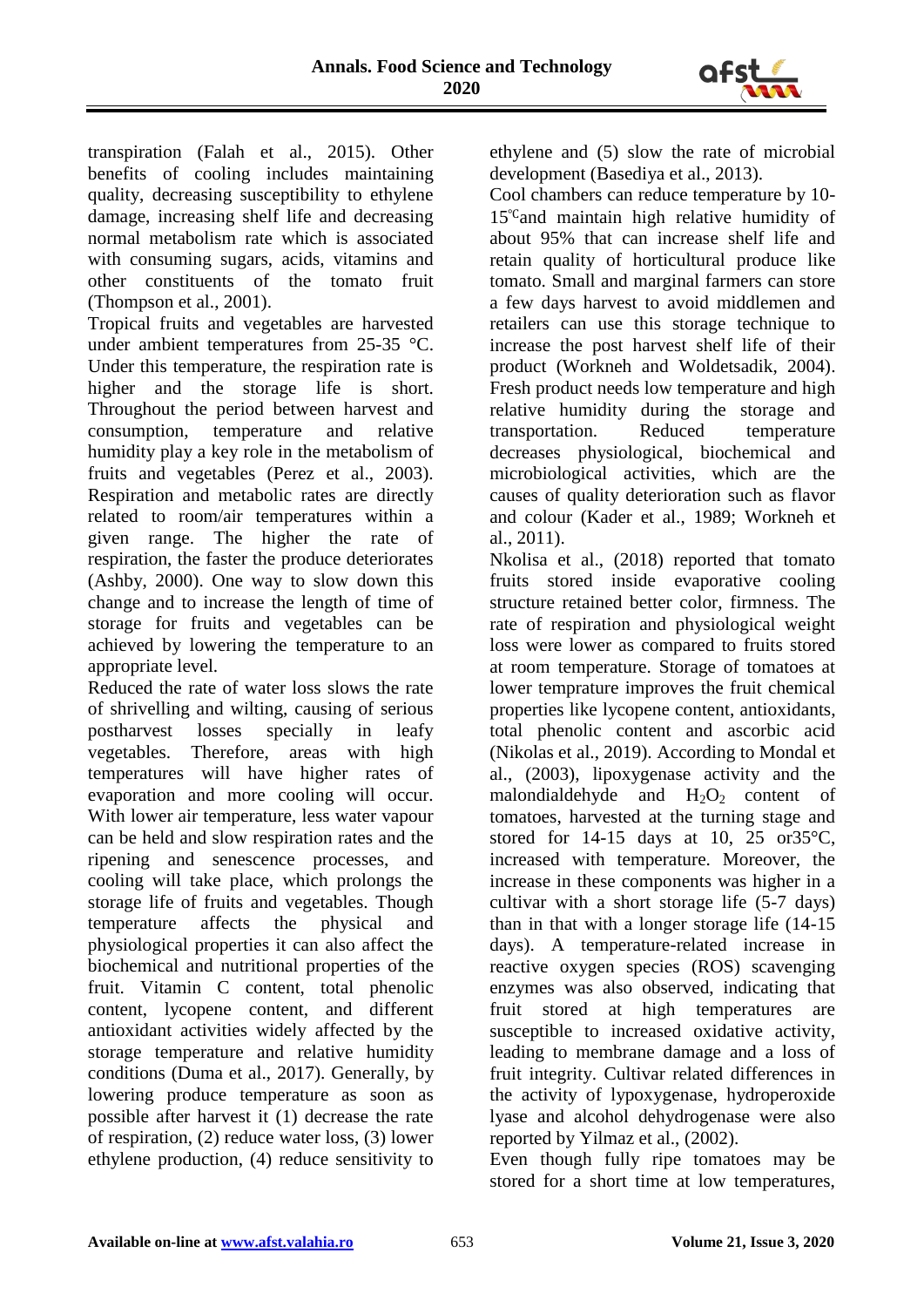transpiration (Falah et al., 2015). Other benefits of cooling includes maintaining quality, decreasing susceptibility to ethylene damage, increasing shelf life and decreasing normal metabolism rate which is associated with consuming sugars, acids, vitamins and other constituents of the tomato fruit (Thompson et al., 2001).

Tropical fruits and vegetables are harvested under ambient temperatures from 25-35 °C. Under this temperature, the respiration rate is higher and the storage life is short. Throughout the period between harvest and consumption, temperature and relative humidity play a key role in the metabolism of fruits and vegetables (Perez et al., 2003). Respiration and metabolic rates are directly related to room/air temperatures within a given range. The higher the rate of respiration, the faster the produce deteriorates (Ashby, 2000). One way to slow down this change and to increase the length of time of storage for fruits and vegetables can be achieved by lowering the temperature to an appropriate level.

Reduced the rate of water loss slows the rate of shrivelling and wilting, causing of serious postharvest losses specially in leafy vegetables. Therefore, areas with high temperatures will have higher rates of evaporation and more cooling will occur. With lower air temperature, less water vapour can be held and slow respiration rates and the ripening and senescence processes, and cooling will take place, which prolongs the storage life of fruits and vegetables. Though temperature affects the physical and physiological properties it can also affect the biochemical and nutritional properties of the fruit. Vitamin C content, total phenolic content, lycopene content, and different antioxidant activities widely affected by the storage temperature and relative humidity conditions (Duma et al., 2017). Generally, by lowering produce temperature as soon as possible after harvest it (1) decrease the rate of respiration, (2) reduce water loss, (3) lower ethylene production, (4) reduce sensitivity to ethylene and (5) slow the rate of microbial development (Basediya et al., 2013).

Cool chambers can reduce temperature by 10-15℃and maintain high relative humidity of about 95% that can increase shelf life and retain quality of horticultural produce like tomato. Small and marginal farmers can store a few days harvest to avoid middlemen and retailers can use this storage technique to increase the post harvest shelf life of their product (Workneh and Woldetsadik, 2004). Fresh product needs low temperature and high relative humidity during the storage and transportation. Reduced temperature decreases physiological, biochemical and microbiological activities, which are the causes of quality deterioration such as flavor and colour (Kader et al., 1989; Workneh et al., 2011).

Nkolisa et al., (2018) reported that tomato fruits stored inside evaporative cooling structure retained better color, firmness. The rate of respiration and physiological weight loss were lower as compared to fruits stored at room temperature. Storage of tomatoes at lower temprature improves the fruit chemical properties like lycopene content, antioxidants, total phenolic content and ascorbic acid (Nikolas et al., 2019). According to Mondal et al., (2003), lipoxygenase activity and the malondialdehyde and $H_2O_2$ content of tomatoes, harvested at the turning stage and stored for 14-15 days at 10, 25 or35°C, increased with temperature. Moreover, the increase in these components was higher in a cultivar with a short storage life (5-7 days) than in that with a longer storage life (14-15 days). A temperature-related increase in reactive oxygen species (ROS) scavenging enzymes was also observed, indicating that fruit stored at high temperatures are susceptible to increased oxidative activity, leading to membrane damage and a loss of fruit integrity. Cultivar related differences in the activity of lypoxygenase, hydroperoxide lyase and alcohol dehydrogenase were also reported by Yilmaz et al., (2002).

Even though fully ripe tomatoes may be stored for a short time at low temperatures,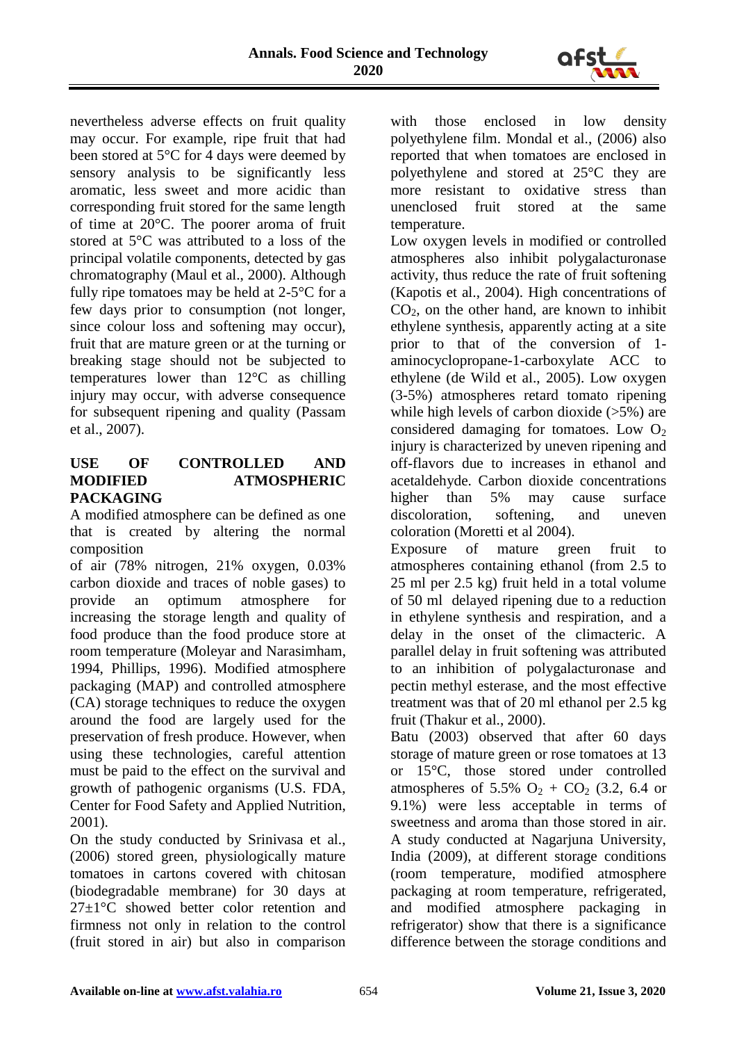nevertheless adverse effects on fruit quality may occur. For example, ripe fruit that had been stored at 5°C for 4 days were deemed by sensory analysis to be significantly less aromatic, less sweet and more acidic than corresponding fruit stored for the same length of time at 20°C. The poorer aroma of fruit stored at 5°C was attributed to a loss of the principal volatile components, detected by gas chromatography (Maul et al., 2000). Although fully ripe tomatoes may be held at 2-5°C for a few days prior to consumption (not longer, since colour loss and softening may occur), fruit that are mature green or at the turning or breaking stage should not be subjected to temperatures lower than 12°C as chilling injury may occur, with adverse consequence for subsequent ripening and quality (Passam et al., 2007).

## USE OF CONTROLLED AND MODIFIED ATMOSPHERIC PACKAGING

A modified atmosphere can be defined as one that is created by altering the normal composition of air (78% nitrogen, 21% oxygen, 0.03% carbon dioxide and traces of noble gases) to provide an optimum atmosphere for increasing the storage length and quality of food produce than the food produce store at room temperature (Moleyar and Narasimham, 1994, Phillips, 1996). Modified atmosphere packaging (MAP) and controlled atmosphere (CA) storage techniques to reduce the oxygen around the food are largely used for the preservation of fresh produce. However, when using these technologies, careful attention must be paid to the effect on the survival and growth of pathogenic organisms (U.S. FDA, Center for Food Safety and Applied Nutrition, 2001).

On the study conducted by Srinivasa et al., (2006) stored green, physiologically mature tomatoes in cartons covered with chitosan (biodegradable membrane) for 30 days at 27±1°C showed better color retention and firmness not only in relation to the control (fruit stored in air) but also in comparison with those enclosed in low density polyethylene film. Mondal et al., (2006) also reported that when tomatoes are enclosed in polyethylene and stored at 25°C they are more resistant to oxidative stress than unenclosed fruit stored at the same temperature.

Low oxygen levels in modified or controlled atmospheres also inhibit polygalacturonase activity, thus reduce the rate of fruit softening (Kapotis et al., 2004). High concentrations of $CO_2$, on the other hand, are known to inhibit ethylene synthesis, apparently acting at a site prior to that of the conversion of 1-aminocyclopropane-1-carboxylate ACC to ethylene (de Wild et al., 2005). Low oxygen (3-5%) atmospheres retard tomato ripening while high levels of carbon dioxide (>5%) are considered damaging for tomatoes. Low $O_2$ injury is characterized by uneven ripening and off-flavors due to increases in ethanol and acetaldehyde. Carbon dioxide concentrations higher than 5% may cause surface discoloration, softening, and uneven coloration (Moretti et al 2004).

Exposure of mature green fruit to atmospheres containing ethanol (from 2.5 to 25 ml per 2.5 kg) fruit held in a total volume of 50 ml delayed ripening due to a reduction in ethylene synthesis and respiration, and a delay in the onset of the climacteric. A parallel delay in fruit softening was attributed to an inhibition of polygalacturonase and pectin methyl esterase, and the most effective treatment was that of 20 ml ethanol per 2.5 kg fruit (Thakur et al., 2000).

Batu (2003) observed that after 60 days storage of mature green or rose tomatoes at 13 or 15°C, those stored under controlled atmospheres of 5.5% $O_2$ + $CO_2$ (3.2, 6.4 or 9.1%) were less acceptable in terms of sweetness and aroma than those stored in air.

A study conducted at Nagarjuna University, India (2009), at different storage conditions (room temperature, modified atmosphere packaging at room temperature, refrigerated, and modified atmosphere packaging in refrigerator) show that there is a significance difference between the storage conditions and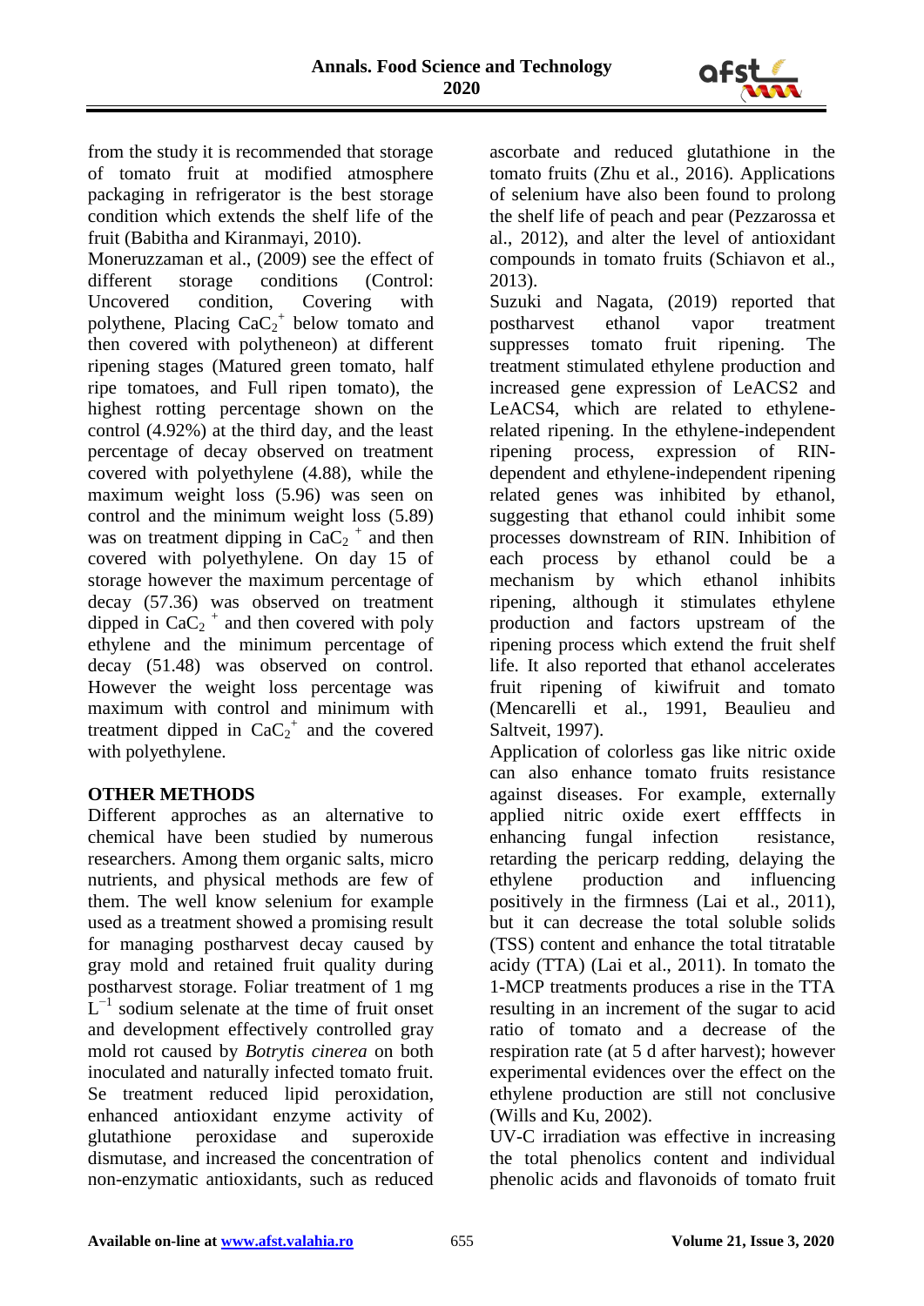from the study it is recommended that storage of tomato fruit at modified atmosphere packaging in refrigerator is the best storage condition which extends the shelf life of the fruit (Babitha and Kiranmayi, 2010).

Moneruzzaman et al., (2009) see the effect of different storage conditions (Control: Uncovered condition, Covering with polythene, Placing $CaC_2^+$ below tomato and then covered with polytheneon) at different ripening stages (Matured green tomato, half ripe tomatoes, and Full ripen tomato), the highest rotting percentage shown on the control (4.92%) at the third day, and the least percentage of decay observed on treatment covered with polyethylene (4.88), while the maximum weight loss (5.96) was seen on control and the minimum weight loss (5.89) was on treatment dipping in $CaC_2{}^+$ and then covered with polyethylene. On day 15 of storage however the maximum percentage of decay (57.36) was observed on treatment dipped in $CaC_2{}^+$ and then covered with poly ethylene and the minimum percentage of decay (51.48) was observed on control. However the weight loss percentage was maximum with control and minimum with treatment dipped in $CaC_2^+$ and the covered with polyethylene.

## OTHER METHODS

Different approches as an alternative to chemical have been studied by numerous researchers. Among them organic salts, micro nutrients, and physical methods are few of them. The well know selenium for example used as a treatment showed a promising result for managing postharvest decay caused by gray mold and retained fruit quality during postharvest storage. Foliar treatment of 1 mg $L^{-1}$ sodium selenate at the time of fruit onset and development effectively controlled gray mold rot caused by *Botrytis cinerea* on both inoculated and naturally infected tomato fruit. Se treatment reduced lipid peroxidation, enhanced antioxidant enzyme activity of glutathione peroxidase and superoxide dismutase, and increased the concentration of non-enzymatic antioxidants, such as reduced ascorbate and reduced glutathione in the tomato fruits (Zhu et al., 2016). Applications of selenium have also been found to prolong the shelf life of peach and pear (Pezzarossa et al., 2012), and alter the level of antioxidant compounds in tomato fruits (Schiavon et al., 2013).

Suzuki and Nagata, (2019) reported that postharvest ethanol vapor treatment suppresses tomato fruit ripening. The treatment stimulated ethylene production and increased gene expression of LeACS2 and LeACS4, which are related to ethylene-related ripening. In the ethylene-independent ripening process, expression of RIN-dependent and ethylene-independent ripening related genes was inhibited by ethanol, suggesting that ethanol could inhibit some processes downstream of RIN. Inhibition of each process by ethanol could be a mechanism by which ethanol inhibits ripening, although it stimulates ethylene production and factors upstream of the ripening process which extend the fruit shelf life. It also reported that ethanol accelerates fruit ripening of kiwifruit and tomato (Mencarelli et al., 1991, Beaulieu and Saltveit, 1997).

Application of colorless gas like nitric oxide can also enhance tomato fruits resistance against diseases. For example, externally applied nitric oxide exert efffects in enhancing fungal infection resistance, retarding the pericarp redding, delaying the ethylene production and influencing positively in the firmness (Lai et al., 2011), but it can decrease the total soluble solids (TSS) content and enhance the total titratable acidy (TTA) (Lai et al., 2011). In tomato the 1-MCP treatments produces a rise in the TTA resulting in an increment of the sugar to acid ratio of tomato and a decrease of the respiration rate (at 5 d after harvest); however experimental evidences over the effect on the ethylene production are still not conclusive (Wills and Ku, 2002).

UV-C irradiation was effective in increasing the total phenolics content and individual phenolic acids and flavonoids of tomato fruit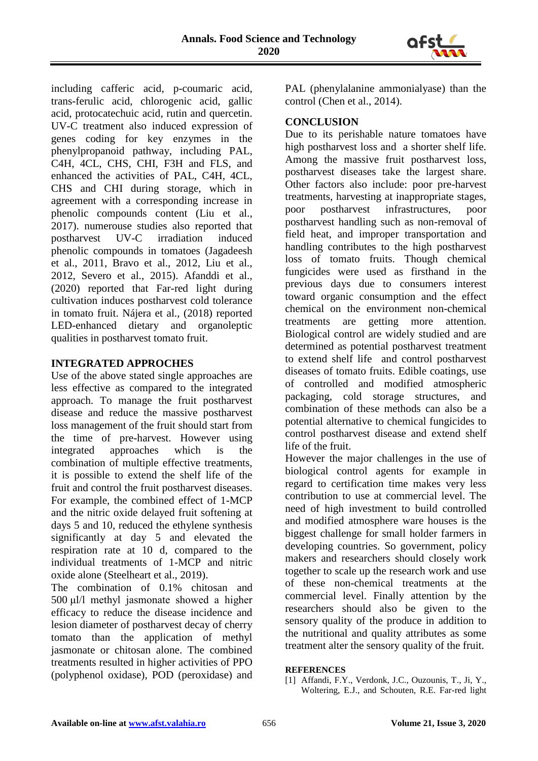including cafferic acid, p-coumaric acid, trans-ferulic acid, chlorogenic acid, gallic acid, protocatechuic acid, rutin and quercetin. UV-C treatment also induced expression of genes coding for key enzymes in the phenylpropanoid pathway, including PAL, C4H, 4CL, CHS, CHI, F3H and FLS, and enhanced the activities of PAL, C4H, 4CL, CHS and CHI during storage, which in agreement with a corresponding increase in phenolic compounds content (Liu et al., 2017). numerouse studies also reported that postharvest UV-C irradiation induced phenolic compounds in tomatoes (Jagadeesh et al., 2011, Bravo et al., 2012, Liu et al., 2012, Severo et al., 2015). Afanddi et al., (2020) reported that Far-red light during cultivation induces postharvest cold tolerance in tomato fruit. Nájera et al., (2018) reported LED-enhanced dietary and organoleptic qualities in postharvest tomato fruit.

## INTEGRATED APPROCHES

Use of the above stated single approaches are less effective as compared to the integrated approach. To manage the fruit postharvest disease and reduce the massive postharvest loss management of the fruit should start from the time of pre-harvest. However using integrated approaches which is the combination of multiple effective treatments, it is possible to extend the shelf life of the fruit and control the fruit postharvest diseases. For example, the combined effect of 1-MCP and the nitric oxide delayed fruit softening at days 5 and 10, reduced the ethylene synthesis significantly at day 5 and elevated the respiration rate at 10 d, compared to the individual treatments of 1-MCP and nitric oxide alone (Steelheart et al., 2019).

The combination of 0.1% chitosan and 500 μl/l methyl jasmonate showed a higher efficacy to reduce the disease incidence and lesion diameter of postharvest decay of cherry tomato than the application of methyl jasmonate or chitosan alone. The combined treatments resulted in higher activities of PPO (polyphenol oxidase), POD (peroxidase) and PAL (phenylalanine ammonialyase) than the control (Chen et al., 2014).

## CONCLUSION

Due to its perishable nature tomatoes have high postharvest loss and a shorter shelf life. Among the massive fruit postharvest loss, postharvest diseases take the largest share. Other factors also include: poor pre-harvest treatments, harvesting at inappropriate stages, poor postharvest infrastructures, poor postharvest handling such as non-removal of field heat, and improper transportation and handling contributes to the high postharvest loss of tomato fruits. Though chemical fungicides were used as firsthand in the previous days due to consumers interest toward organic consumption and the effect chemical on the environment non-chemical treatments are getting more attention. Biological control are widely studied and are determined as potential postharvest treatment to extend shelf life and control postharvest diseases of tomato fruits. Edible coatings, use of controlled and modified atmospheric packaging, cold storage structures, and combination of these methods can also be a potential alternative to chemical fungicides to control postharvest disease and extend shelf life of the fruit.

However the major challenges in the use of biological control agents for example in regard to certification time makes very less contribution to use at commercial level. The need of high investment to build controlled and modified atmosphere ware houses is the biggest challenge for small holder farmers in developing countries. So government, policy makers and researchers should closely work together to scale up the research work and use of these non-chemical treatments at the commercial level. Finally attention by the researchers should also be given to the sensory quality of the produce in addition to the nutritional and quality attributes as some treatment alter the sensory quality of the fruit.

## REFERENCES

[1] Affandi, F.Y., Verdonk, J.C., Ouzounis, T., Ji, Y., Woltering, E.J., and Schouten, R.E. Far-red light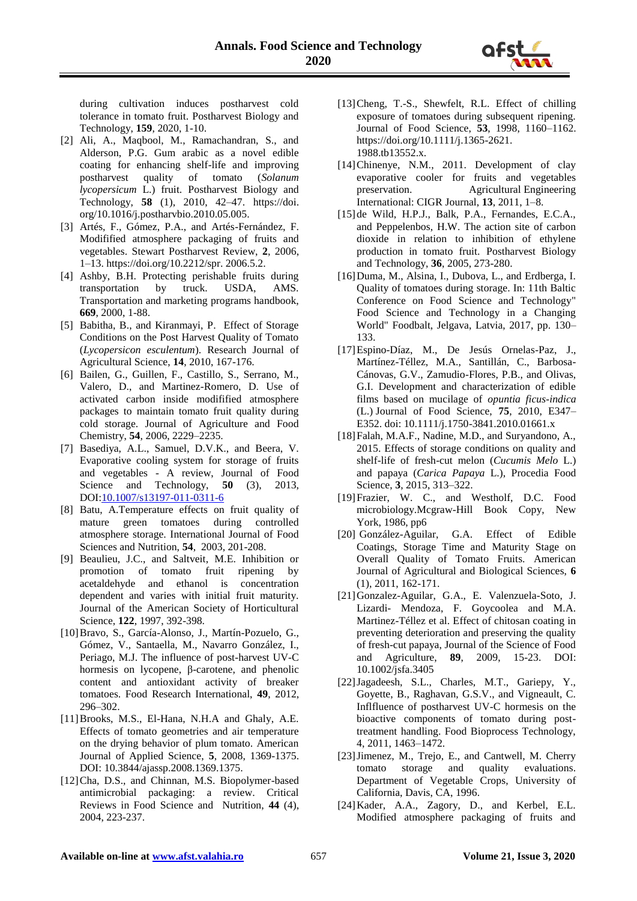during cultivation induces postharvest cold tolerance in tomato fruit. Postharvest Biology and Technology, **159**, 2020, 1-10.

[2] Ali, A., Maqbool, M., Ramachandran, S., and Alderson, P.G. Gum arabic as a novel edible coating for enhancing shelf-life and improving postharvest quality of tomato (*Solanum lycopersicum* L.) fruit. Postharvest Biology and Technology, **58** (1), 2010, 42–47. https://doi.org/10.1016/j.postharvbio.2010.05.005.

[3] Artés, F., Gómez, P.A., and Artés-Fernández, F. Modified atmosphere packaging of fruits and vegetables. Stewart Postharvest Review, **2**, 2006, 1–13. https://doi.org/10.2212/spr. 2006.5.2.

[4] Ashby, B.H. Protecting perishable fruits during transportation by truck. USDA, AMS. Transportation and marketing programs handbook, **669**, 2000, 1-88.

[5] Babitha, B., and Kiranmayi, P. Effect of Storage Conditions on the Post Harvest Quality of Tomato (*Lycopersicon esculentum*). Research Journal of Agricultural Science, **14**, 2010, 167-176.

[6] Bailen, G., Guillen, F., Castillo, S., Serrano, M., Valero, D., and Martinez-Romero, D. Use of activated carbon inside modified atmosphere packages to maintain tomato fruit quality during cold storage. Journal of Agriculture and Food Chemistry, **54**, 2006, 2229–2235.

[7] Basediya, A.L., Samuel, D.V.K., and Beera, V. Evaporative cooling system for storage of fruits and vegetables - A review, Journal of Food Science and Technology, **50** (3), 2013, DOI:10.1007/s13197-011-0311-6

[8] Batu, A.Temperature effects on fruit quality of mature green tomatoes during controlled atmosphere storage. International Journal of Food Sciences and Nutrition, **54**, 2003, 201-208.

[9] Beaulieu, J.C., and Saltveit, M.E. Inhibition or promotion of tomato fruit ripening by acetaldehyde and ethanol is concentration dependent and varies with initial fruit maturity. Journal of the American Society of Horticultural Science, **122**, 1997, 392-398.

[10] Bravo, S., García-Alonso, J., Martín-Pozuelo, G., Gómez, V., Santaella, M., Navarro González, I., Periago, M.J. The influence of post-harvest UV-C hormesis on lycopene, β-carotene, and phenolic content and antioxidant activity of breaker tomatoes. Food Research International, **49**, 2012, 296–302.

[11] Brooks, M.S., El-Hana, N.H.A and Ghaly, A.E. Effects of tomato geometries and air temperature on the drying behavior of plum tomato. American Journal of Applied Science, **5**, 2008, 1369-1375. DOI: 10.3844/ajassp.2008.1369.1375.

[12] Cha, D.S., and Chinnan, M.S. Biopolymer-based antimicrobial packaging: a review. Critical Reviews in Food Science and Nutrition, **44** (4), 2004, 223-237.

[13] Cheng, T.-S., Shewfelt, R.L. Effect of chilling exposure of tomatoes during subsequent ripening. Journal of Food Science, **53**, 1998, 1160–1162. https://doi.org/10.1111/j.1365-2621. 1988.tb13552.x.

[14] Chinenye, N.M., 2011. Development of clay evaporative cooler for fruits and vegetables preservation. Agricultural Engineering International: CIGR Journal, **13**, 2011, 1–8.

[15] de Wild, H.P.J., Balk, P.A., Fernandes, E.C.A., and Peppelenbos, H.W. The action site of carbon dioxide in relation to inhibition of ethylene production in tomato fruit. Postharvest Biology and Technology, **36**, 2005, 273-280.

[16] Duma, M., Alsina, I., Dubova, L., and Erdberga, I. Quality of tomatoes during storage. In: 11th Baltic Conference on Food Science and Technology" Food Science and Technology in a Changing World" Foodbalt, Jelgava, Latvia, 2017, pp. 130–133.

[17] Espino-Díaz, M., De Jesús Ornelas-Paz, J., Martínez-Téllez, M.A., Santillán, C., Barbosa-Cánovas, G.V., Zamudio-Flores, P.B., and Olivas, G.I. Development and characterization of edible films based on mucilage of *opuntia ficus-indica* (L.) Journal of Food Science, **75**, 2010, E347–E352. doi: 10.1111/j.1750-3841.2010.01661.x

[18] Falah, M.A.F., Nadine, M.D., and Suryandono, A., 2015. Effects of storage conditions on quality and shelf-life of fresh-cut melon (*Cucumis Melo* L.) and papaya (*Carica Papaya* L.), Procedia Food Science, **3**, 2015, 313–322.

[19] Frazier, W. C., and Westholf, D.C. Food microbiology.Mcgraw-Hill Book Copy, New York, 1986, pp6

[20] González-Aguilar, G.A. Effect of Edible Coatings, Storage Time and Maturity Stage on Overall Quality of Tomato Fruits. American Journal of Agricultural and Biological Sciences, **6** (1), 2011, 162-171.

[21] Gonzalez-Aguilar, G.A., E. Valenzuela-Soto, J. Lizardi- Mendoza, F. Goycoolea and M.A. Martinez-Téllez et al. Effect of chitosan coating in preventing deterioration and preserving the quality of fresh-cut papaya, Journal of the Science of Food and Agriculture, **89**, 2009, 15-23. DOI: 10.1002/jsfa.3405

[22] Jagadeesh, S.L., Charles, M.T., Gariepy, Y., Goyette, B., Raghavan, G.S.V., and Vigneault, C. Inflfluence of postharvest UV-C hormesis on the bioactive components of tomato during post-treatment handling. Food Bioprocess Technology, 4, 2011, 1463–1472.

[23] Jimenez, M., Trejo, E., and Cantwell, M. Cherry tomato storage and quality evaluations. Department of Vegetable Crops, University of California, Davis, CA, 1996.

[24] Kader, A.A., Zagory, D., and Kerbel, E.L. Modified atmosphere packaging of fruits and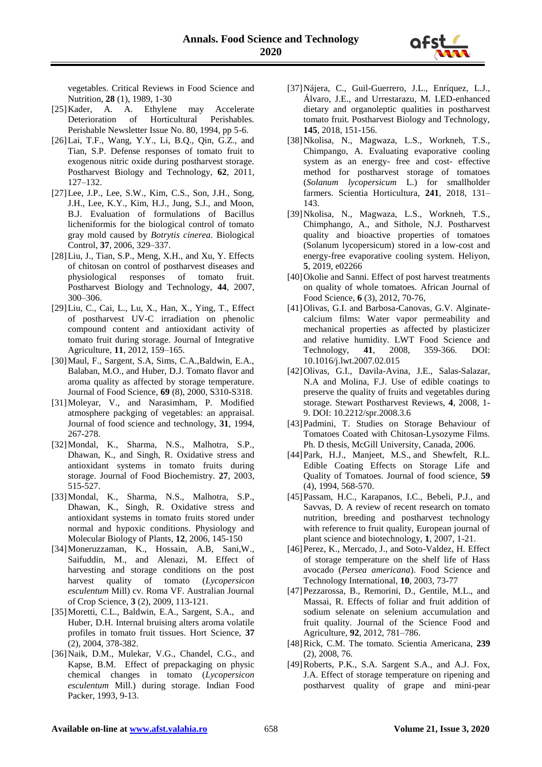vegetables. Critical Reviews in Food Science and Nutrition, **28** (1), 1989, 1-30

[25] Kader, A. A. Ethylene may Accelerate Deterioration of Horticultural Perishables. Perishable Newsletter Issue No. 80, 1994, pp 5-6.

[26] Lai, T.F., Wang, Y.Y., Li, B.Q., Qin, G.Z., and Tian, S.P. Defense responses of tomato fruit to exogenous nitric oxide during postharvest storage. Postharvest Biology and Technology, **62**, 2011, 127–132.

[27] Lee, J.P., Lee, S.W., Kim, C.S., Son, J.H., Song, J.H., Lee, K.Y., Kim, H.J., Jung, S.J., and Moon, B.J. Evaluation of formulations of Bacillus licheniformis for the biological control of tomato gray mold caused by *Botrytis cinerea*. Biological Control, **37**, 2006, 329–337.

[28] Liu, J., Tian, S.P., Meng, X.H., and Xu, Y. Effects of chitosan on control of postharvest diseases and physiological responses of tomato fruit. Postharvest Biology and Technology, **44**, 2007, 300–306.

[29] Liu, C., Cai, L., Lu, X., Han, X., Ying, T., Effect of postharvest UV-C irradiation on phenolic compound content and antioxidant activity of tomato fruit during storage. Journal of Integrative Agriculture, **11**, 2012, 159–165.

[30] Maul, F., Sargent, S.A, Sims, C.A.,Baldwin, E.A., Balaban, M.O., and Huber, D.J. Tomato flavor and aroma quality as affected by storage temperature. Journal of Food Science, **69** (8), 2000, S310-S318.

[31] Moleyar, V., and Narasimham, P. Modified atmosphere packging of vegetables: an appraisal. Journal of food science and technology, **31**, 1994, 267-278.

[32] Mondal, K., Sharma, N.S., Malhotra, S.P., Dhawan, K., and Singh, R. Oxidative stress and antioxidant systems in tomato fruits during storage. Journal of Food Biochemistry. **27**, 2003, 515-527.

[33] Mondal, K., Sharma, N.S., Malhotra, S.P., Dhawan, K., Singh, R. Oxidative stress and antioxidant systems in tomato fruits stored under normal and hypoxic conditions. Physiology and Molecular Biology of Plants, **12**, 2006, 145-150

[34] Moneruzzaman, K., Hossain, A.B, Sani,W., Saifuddin, M., and Alenazi, M. Effect of harvesting and storage conditions on the post harvest quality of tomato (*Lycopersicon esculentum* Mill) cv. Roma VF. Australian Journal of Crop Science, **3** (2), 2009, 113-121.

[35] Moretti, C.L., Baldwin, E.A., Sargent, S.A., and Huber, D.H. Internal bruising alters aroma volatile profiles in tomato fruit tissues. Hort Science, **37** (2), 2004, 378-382.

[36] Naik, D.M., Mulekar, V.G., Chandel, C.G., and Kapse, B.M. Effect of prepackaging on physic chemical changes in tomato (*Lycopersicon esculentum* Mill.) during storage. Indian Food Packer, 1993, 9-13.

[37] Nájera, C., Guil-Guerrero, J.L., Enríquez, L.J., Álvaro, J.E., and Urrestarazu, M. LED-enhanced dietary and organoleptic qualities in postharvest tomato fruit. Postharvest Biology and Technology, **145**, 2018, 151-156.

[38] Nkolisa, N., Magwaza, L.S., Workneh, T.S., Chimpango, A. Evaluating evaporative cooling system as an energy- free and cost- effective method for postharvest storage of tomatoes (*Solanum lycopersicum* L.) for smallholder farmers. Scientia Horticultura, **241**, 2018, 131–143.

[39] Nkolisa, N., Magwaza, L.S., Workneh, T.S., Chimphango, A., and Sithole, N.J. Postharvest quality and bioactive properties of tomatoes (Solanum lycopersicum) stored in a low-cost and energy-free evaporative cooling system. Heliyon, **5**, 2019, e02266

[40] Okolie and Sanni. Effect of post harvest treatments on quality of whole tomatoes. African Journal of Food Science, **6** (3), 2012, 70-76,

[41] Olivas, G.I. and Barbosa-Canovas, G.V. Alginate-calcium films: Water vapor permeability and mechanical properties as affected by plasticizer and relative humidity. LWT Food Science and Technology, **41**, 2008, 359-366. DOI: 10.1016/j.lwt.2007.02.015

[42] Olivas, G.I., Davila-Avina, J.E., Salas-Salazar, N.A and Molina, F.J. Use of edible coatings to preserve the quality of fruits and vegetables during storage. Stewart Postharvest Reviews, **4**, 2008, 1-9. DOI: 10.2212/spr.2008.3.6

[43] Padmini, T. Studies on Storage Behaviour of Tomatoes Coated with Chitosan-Lysozyme Films. Ph. D thesis, McGill University, Canada, 2006.

[44] Park, H.J., Manjeet, M.S., and Shewfelt, R.L. Edible Coating Effects on Storage Life and Quality of Tomatoes. Journal of food science, **59** (4), 1994, 568-570.

[45] Passam, H.C., Karapanos, I.C., Bebeli, P.J., and Savvas, D. A review of recent research on tomato nutrition, breeding and postharvest technology with reference to fruit quality, European journal of plant science and biotechnology, **1**, 2007, 1-21.

[46] Perez, K., Mercado, J., and Soto-Valdez, H. Effect of storage temperature on the shelf life of Hass avocado (*Persea americana*). Food Science and Technology International, **10**, 2003, 73-77

[47] Pezzarossa, B., Remorini, D., Gentile, M.L., and Massai, R. Effects of foliar and fruit addition of sodium selenate on selenium accumulation and fruit quality. Journal of the Science Food and Agriculture, **92**, 2012, 781–786.

[48] Rick, C.M. The tomato. Scientia Americana, **239** (2), 2008, 76.

[49] Roberts, P.K., S.A. Sargent S.A., and A.J. Fox, J.A. Effect of storage temperature on ripening and postharvest quality of grape and mini-pear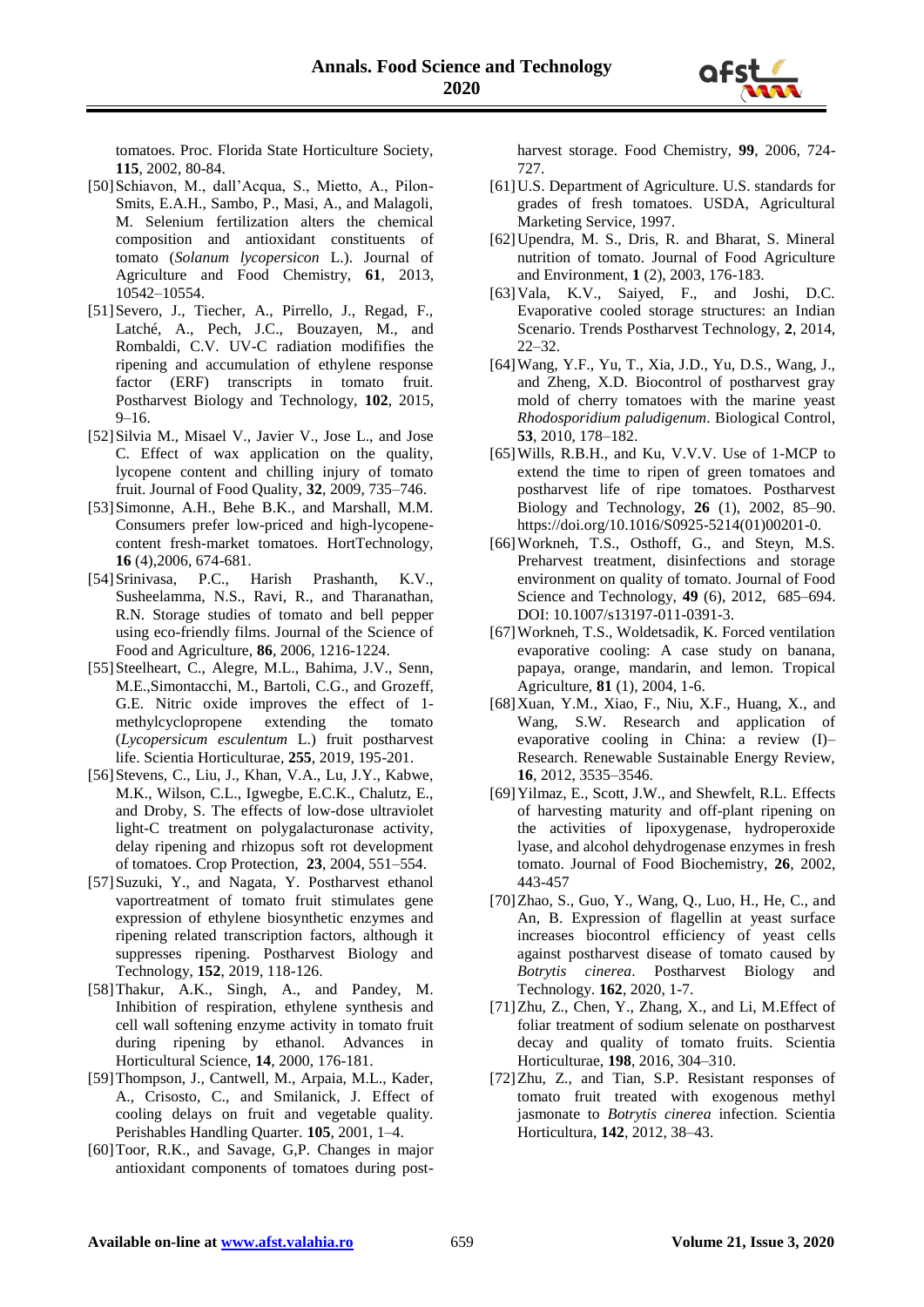tomatoes. Proc. Florida State Horticulture Society, **115**, 2002, 80-84.

[50] Schiavon, M., dall'Acqua, S., Mietto, A., Pilon-Smits, E.A.H., Sambo, P., Masi, A., and Malagoli, M. Selenium fertilization alters the chemical composition and antioxidant constituents of tomato (*Solanum lycopersicon* L.). Journal of Agriculture and Food Chemistry, **61**, 2013, 10542–10554.

[51] Severo, J., Tiecher, A., Pirrello, J., Regad, F., Latché, A., Pech, J.C., Bouzayen, M., and Rombaldi, C.V. UV-C radiation modifies the ripening and accumulation of ethylene response factor (ERF) transcripts in tomato fruit. Postharvest Biology and Technology, **102**, 2015, 9–16.

[52] Silvia M., Misael V., Javier V., Jose L., and Jose C. Effect of wax application on the quality, lycopene content and chilling injury of tomato fruit. Journal of Food Quality, **32**, 2009, 735–746.

[53] Simonne, A.H., Behe B.K., and Marshall, M.M. Consumers prefer low-priced and high-lycopene-content fresh-market tomatoes. HortTechnology, **16** (4),2006, 674-681.

[54] Srinivasa, P.C., Harish Prashanth, K.V., Susheelamma, N.S., Ravi, R., and Tharanathan, R.N. Storage studies of tomato and bell pepper using eco-friendly films. Journal of the Science of Food and Agriculture, **86**, 2006, 1216-1224.

[55] Steelheart, C., Alegre, M.L., Bahima, J.V., Senn, M.E.,Simontacchi, M., Bartoli, C.G., and Grozeff, G.E. Nitric oxide improves the effect of 1-methylcyclopropene extending the tomato (*Lycopersicum esculentum* L.) fruit postharvest life. Scientia Horticulturae, **255**, 2019, 195-201.

[56] Stevens, C., Liu, J., Khan, V.A., Lu, J.Y., Kabwe, M.K., Wilson, C.L., Igwegbe, E.C.K., Chalutz, E., and Droby, S. The effects of low-dose ultraviolet light-C treatment on polygalacturonase activity, delay ripening and rhizopus soft rot development of tomatoes. Crop Protection, **23**, 2004, 551–554.

[57] Suzuki, Y., and Nagata, Y. Postharvest ethanol vaportreatment of tomato fruit stimulates gene expression of ethylene biosynthetic enzymes and ripening related transcription factors, although it suppresses ripening. Postharvest Biology and Technology, **152**, 2019, 118-126.

[58] Thakur, A.K., Singh, A., and Pandey, M. Inhibition of respiration, ethylene synthesis and cell wall softening enzyme activity in tomato fruit during ripening by ethanol. Advances in Horticultural Science, **14**, 2000, 176-181.

[59] Thompson, J., Cantwell, M., Arpaia, M.L., Kader, A., Crisosto, C., and Smilanick, J. Effect of cooling delays on fruit and vegetable quality. Perishables Handling Quarter. **105**, 2001, 1–4.

[60] Toor, R.K., and Savage, G,P. Changes in major antioxidant components of tomatoes during post-harvest storage. Food Chemistry, **99**, 2006, 724-727.

[61] U.S. Department of Agriculture. U.S. standards for grades of fresh tomatoes. USDA, Agricultural Marketing Service, 1997.

[62] Upendra, M. S., Dris, R. and Bharat, S. Mineral nutrition of tomato. Journal of Food Agriculture and Environment, **1** (2), 2003, 176-183.

[63] Vala, K.V., Saiyed, F., and Joshi, D.C. Evaporative cooled storage structures: an Indian Scenario. Trends Postharvest Technology, **2**, 2014, 22–32.

[64] Wang, Y.F., Yu, T., Xia, J.D., Yu, D.S., Wang, J., and Zheng, X.D. Biocontrol of postharvest gray mold of cherry tomatoes with the marine yeast *Rhodosporidium paludigenum*. Biological Control, **53**, 2010, 178–182.

[65] Wills, R.B.H., and Ku, V.V.V. Use of 1-MCP to extend the time to ripen of green tomatoes and postharvest life of ripe tomatoes. Postharvest Biology and Technology, **26** (1), 2002, 85–90. https://doi.org/10.1016/S0925-5214(01)00201-0.

[66] Workneh, T.S., Osthoff, G., and Steyn, M.S. Preharvest treatment, disinfections and storage environment on quality of tomato. Journal of Food Science and Technology, **49** (6), 2012, 685–694. DOI: 10.1007/s13197-011-0391-3.

[67] Workneh, T.S., Woldetsadik, K. Forced ventilation evaporative cooling: A case study on banana, papaya, orange, mandarin, and lemon. Tropical Agriculture, **81** (1), 2004, 1-6.

[68] Xuan, Y.M., Xiao, F., Niu, X.F., Huang, X., and Wang, S.W. Research and application of evaporative cooling in China: a review (I)–Research. Renewable Sustainable Energy Review, **16**, 2012, 3535–3546.

[69] Yilmaz, E., Scott, J.W., and Shewfelt, R.L. Effects of harvesting maturity and off-plant ripening on the activities of lipoxygenase, hydroperoxide lyase, and alcohol dehydrogenase enzymes in fresh tomato. Journal of Food Biochemistry, **26**, 2002, 443-457

[70] Zhao, S., Guo, Y., Wang, Q., Luo, H., He, C., and An, B. Expression of flagellin at yeast surface increases biocontrol efficiency of yeast cells against postharvest disease of tomato caused by *Botrytis cinerea*. Postharvest Biology and Technology. **162**, 2020, 1-7.

[71] Zhu, Z., Chen, Y., Zhang, X., and Li, M.Effect of foliar treatment of sodium selenate on postharvest decay and quality of tomato fruits. Scientia Horticulturae, **198**, 2016, 304–310.

[72] Zhu, Z., and Tian, S.P. Resistant responses of tomato fruit treated with exogenous methyl jasmonate to *Botrytis cinerea* infection. Scientia Horticultura, **142**, 2012, 38–43.